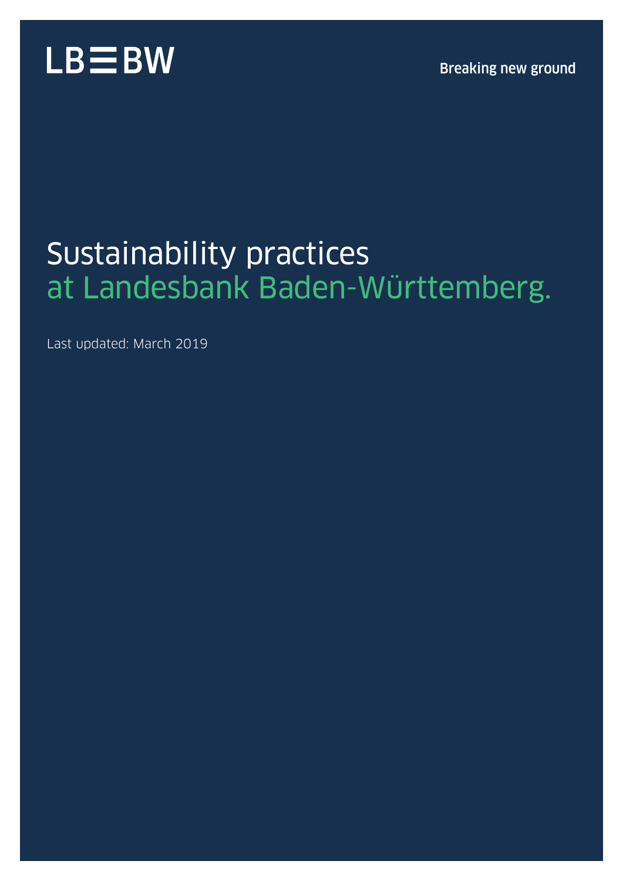LB≡BW

Breaking new ground

# Sustainability practices at Landesbank Baden-Württemberg.

Last updated: March 2019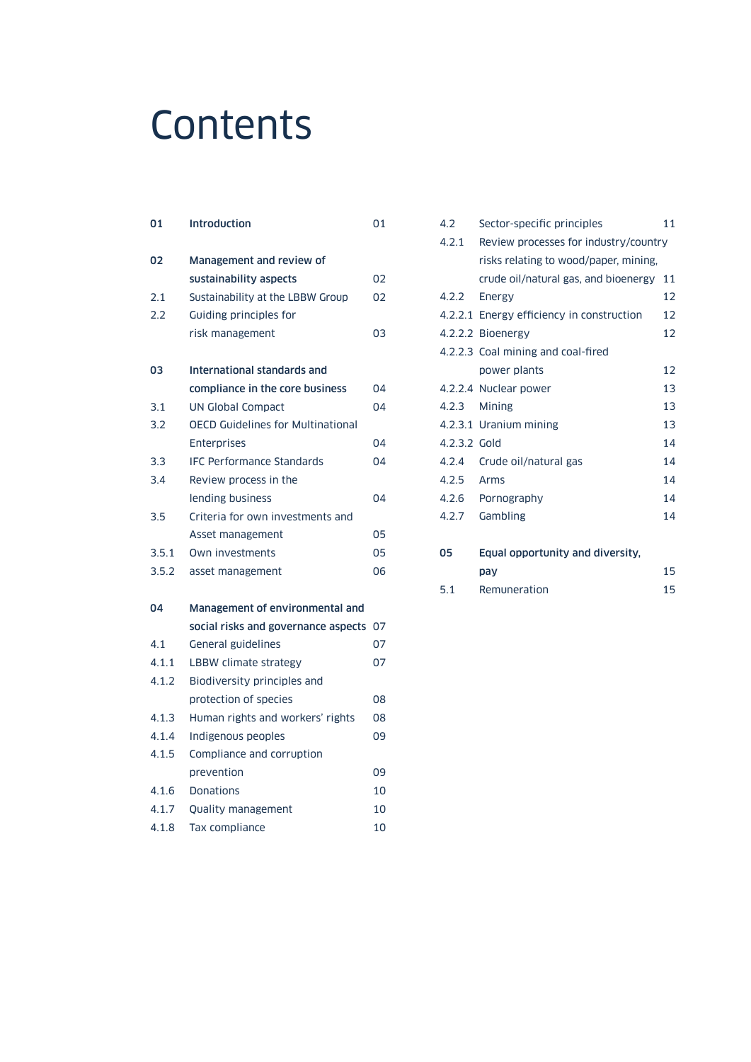# Contents

| | | |
|---|---|---|
| **01** | **Introduction** | 01 |
| **02** | **Management and review of sustainability aspects** | 02 |
| 2.1 | Sustainability at the LBBW Group | 02 |
| 2.2 | Guiding principles for risk management | 03 |
| **03** | **International standards and compliance in the core business** | 04 |
| 3.1 | UN Global Compact | 04 |
| 3.2 | OECD Guidelines for Multinational Enterprises | 04 |
| 3.3 | IFC Performance Standards | 04 |
| 3.4 | Review process in the lending business | 04 |
| 3.5 | Criteria for own investments and Asset management | 05 |
| 3.5.1 | Own investments | 05 |
| 3.5.2 | asset management | 06 |
| **04** | **Management of environmental and social risks and governance aspects** | 07 |
| 4.1 | General guidelines | 07 |
| 4.1.1 | LBBW climate strategy | 07 |
| 4.1.2 | Biodiversity principles and protection of species | 08 |
| 4.1.3 | Human rights and workers' rights | 08 |
| 4.1.4 | Indigenous peoples | 09 |
| 4.1.5 | Compliance and corruption prevention | 09 |
| 4.1.6 | Donations | 10 |
| 4.1.7 | Quality management | 10 |
| 4.1.8 | Tax compliance | 10 |
| 4.2 | Sector-specific principles | 11 |
| 4.2.1 | Review processes for industry/country risks relating to wood/paper, mining, crude oil/natural gas, and bioenergy | 11 |
| 4.2.2 | Energy | 12 |
| 4.2.2.1 | Energy efficiency in construction | 12 |
| 4.2.2.2 | Bioenergy | 12 |
| 4.2.2.3 | Coal mining and coal-fired power plants | 12 |
| 4.2.2.4 | Nuclear power | 13 |
| 4.2.3 | Mining | 13 |
| 4.2.3.1 | Uranium mining | 13 |
| 4.2.3.2 | Gold | 14 |
| 4.2.4 | Crude oil/natural gas | 14 |
| 4.2.5 | Arms | 14 |
| 4.2.6 | Pornography | 14 |
| 4.2.7 | Gambling | 14 |
| **05** | **Equal opportunity and diversity, pay** | 15 |
| 5.1 | Remuneration | 15 |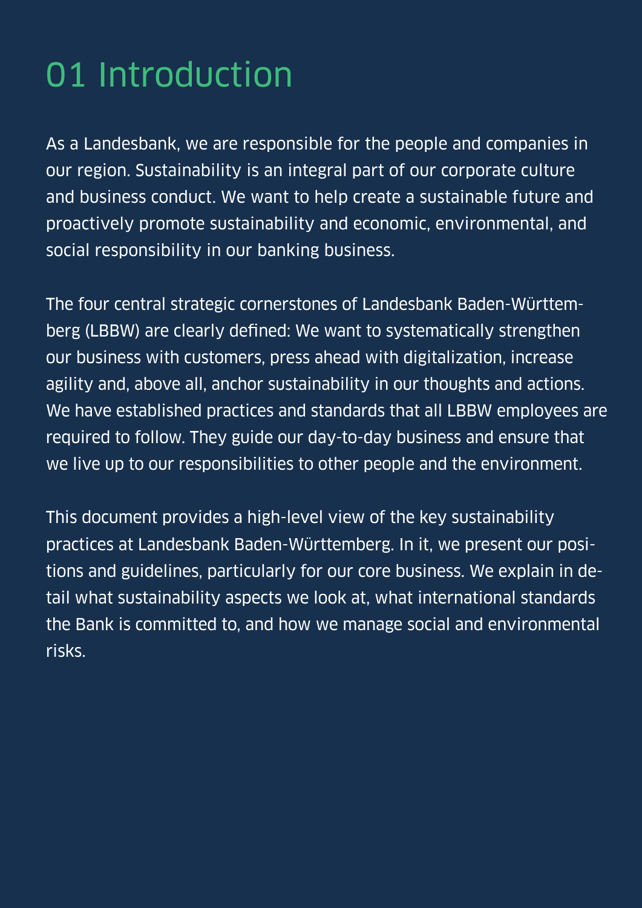# 01 Introduction

As a Landesbank, we are responsible for the people and companies in our region. Sustainability is an integral part of our corporate culture and business conduct. We want to help create a sustainable future and proactively promote sustainability and economic, environmental, and social responsibility in our banking business.

The four central strategic cornerstones of Landesbank Baden-Württemberg (LBBW) are clearly defined: We want to systematically strengthen our business with customers, press ahead with digitalization, increase agility and, above all, anchor sustainability in our thoughts and actions. We have established practices and standards that all LBBW employees are required to follow. They guide our day-to-day business and ensure that we live up to our responsibilities to other people and the environment.

This document provides a high-level view of the key sustainability practices at Landesbank Baden-Württemberg. In it, we present our positions and guidelines, particularly for our core business. We explain in detail what sustainability aspects we look at, what international standards the Bank is committed to, and how we manage social and environmental risks.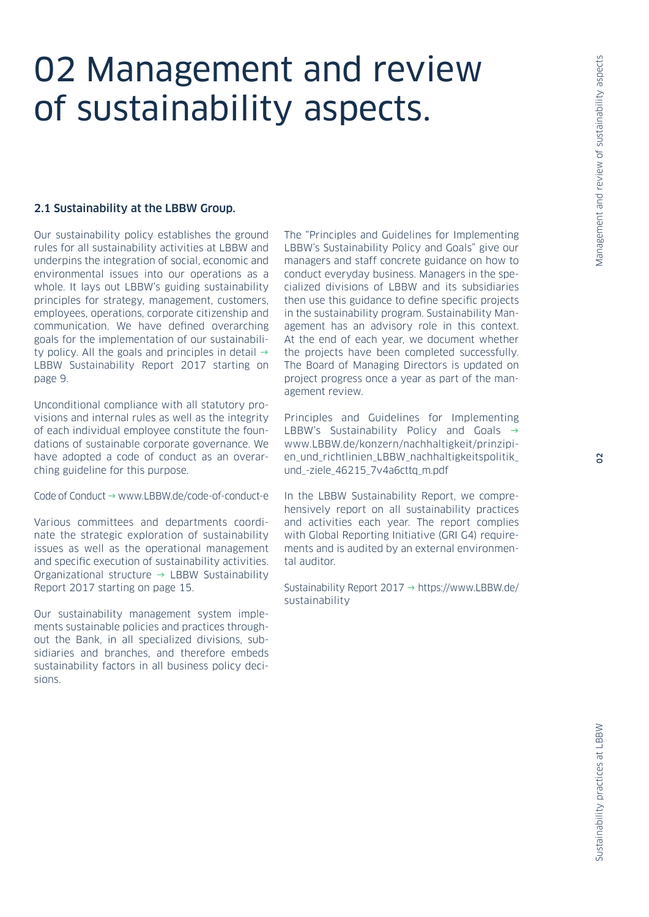# 02 Management and review of sustainability aspects.

## 2.1 Sustainability at the LBBW Group.

Our sustainability policy establishes the ground rules for all sustainability activities at LBBW and underpins the integration of social, economic and environmental issues into our operations as a whole. It lays out LBBW's guiding sustainability principles for strategy, management, customers, employees, operations, corporate citizenship and communication. We have defined overarching goals for the implementation of our sustainability policy. All the goals and principles in detail → LBBW Sustainability Report 2017 starting on page 9.

Unconditional compliance with all statutory provisions and internal rules as well as the integrity of each individual employee constitute the foundations of sustainable corporate governance. We have adopted a code of conduct as an overarching guideline for this purpose.

Code of Conduct → www.LBBW.de/code-of-conduct-e

Various committees and departments coordinate the strategic exploration of sustainability issues as well as the operational management and specific execution of sustainability activities. Organizational structure → LBBW Sustainability Report 2017 starting on page 15.

Our sustainability management system implements sustainable policies and practices throughout the Bank, in all specialized divisions, subsidiaries and branches, and therefore embeds sustainability factors in all business policy decisions.

The "Principles and Guidelines for Implementing LBBW's Sustainability Policy and Goals" give our managers and staff concrete guidance on how to conduct everyday business. Managers in the specialized divisions of LBBW and its subsidiaries then use this guidance to define specific projects in the sustainability program. Sustainability Management has an advisory role in this context. At the end of each year, we document whether the projects have been completed successfully. The Board of Managing Directors is updated on project progress once a year as part of the management review.

Principles and Guidelines for Implementing LBBW's Sustainability Policy and Goals → www.LBBW.de/konzern/nachhaltigkeit/prinzipien_und_richtlinien_LBBW_nachhaltigkeitspolitik_und_-ziele_46215_7v4a6cttq_m.pdf

In the LBBW Sustainability Report, we comprehensively report on all sustainability practices and activities each year. The report complies with Global Reporting Initiative (GRI G4) requirements and is audited by an external environmental auditor.

Sustainability Report 2017 → https://www.LBBW.de/sustainability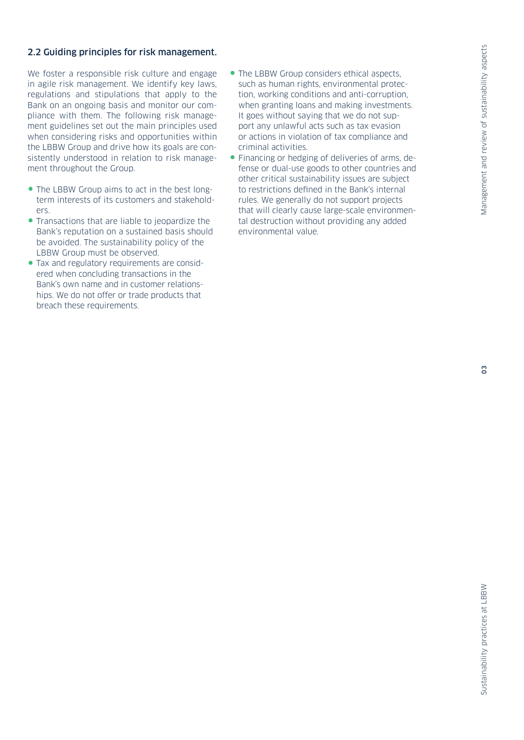## 2.2 Guiding principles for risk management.

We foster a responsible risk culture and engage in agile risk management. We identify key laws, regulations and stipulations that apply to the Bank on an ongoing basis and monitor our compliance with them. The following risk management guidelines set out the main principles used when considering risks and opportunities within the LBBW Group and drive how its goals are consistently understood in relation to risk management throughout the Group.

- The LBBW Group aims to act in the best long-term interests of its customers and stakeholders.
- Transactions that are liable to jeopardize the Bank's reputation on a sustained basis should be avoided. The sustainability policy of the LBBW Group must be observed.
- Tax and regulatory requirements are considered when concluding transactions in the Bank's own name and in customer relationships. We do not offer or trade products that breach these requirements.
- The LBBW Group considers ethical aspects, such as human rights, environmental protection, working conditions and anti-corruption, when granting loans and making investments. It goes without saying that we do not support any unlawful acts such as tax evasion or actions in violation of tax compliance and criminal activities.
- Financing or hedging of deliveries of arms, defense or dual-use goods to other countries and other critical sustainability issues are subject to restrictions defined in the Bank's internal rules. We generally do not support projects that will clearly cause large-scale environmental destruction without providing any added environmental value.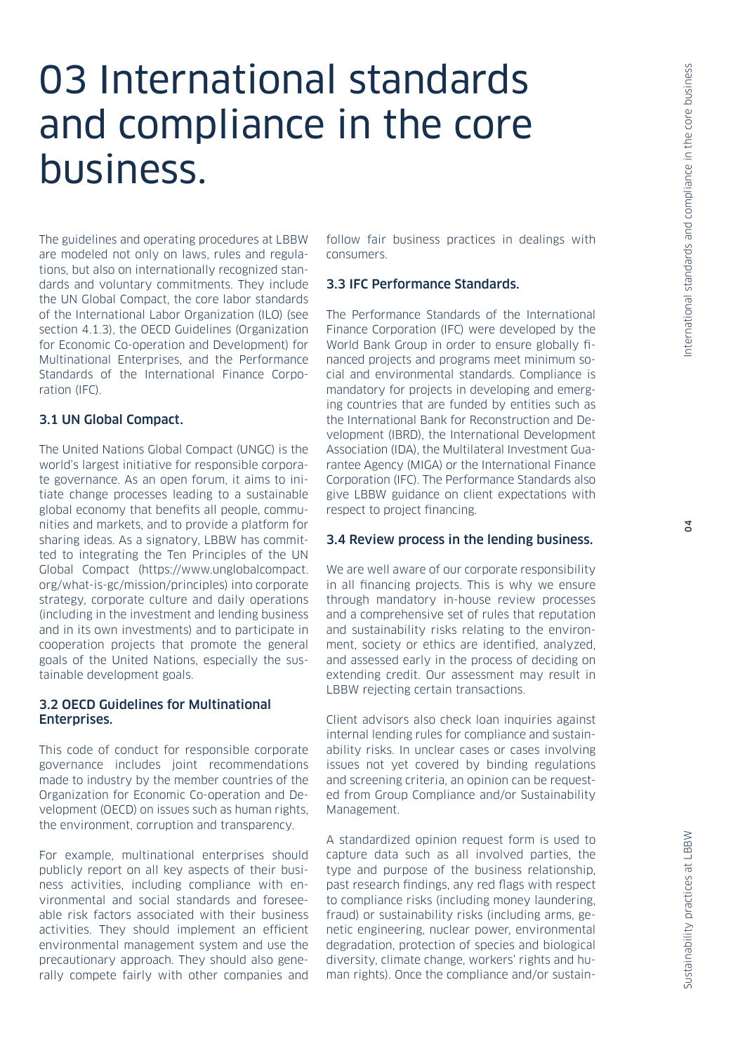# 03 International standards and compliance in the core business.

The guidelines and operating procedures at LBBW are modeled not only on laws, rules and regulations, but also on internationally recognized standards and voluntary commitments. They include the UN Global Compact, the core labor standards of the International Labor Organization (ILO) (see section 4.1.3), the OECD Guidelines (Organization for Economic Co-operation and Development) for Multinational Enterprises, and the Performance Standards of the International Finance Corporation (IFC).

### 3.1 UN Global Compact.

The United Nations Global Compact (UNGC) is the world's largest initiative for responsible corporate governance. As an open forum, it aims to initiate change processes leading to a sustainable global economy that benefits all people, communities and markets, and to provide a platform for sharing ideas. As a signatory, LBBW has committed to integrating the Ten Principles of the UN Global Compact (https://www.unglobalcompact.org/what-is-gc/mission/principles) into corporate strategy, corporate culture and daily operations (including in the investment and lending business and in its own investments) and to participate in cooperation projects that promote the general goals of the United Nations, especially the sustainable development goals.

### 3.2 OECD Guidelines for Multinational Enterprises.

This code of conduct for responsible corporate governance includes joint recommendations made to industry by the member countries of the Organization for Economic Co-operation and Development (OECD) on issues such as human rights, the environment, corruption and transparency.

For example, multinational enterprises should publicly report on all key aspects of their business activities, including compliance with environmental and social standards and foreseeable risk factors associated with their business activities. They should implement an efficient environmental management system and use the precautionary approach. They should also generally compete fairly with other companies and follow fair business practices in dealings with consumers.

### 3.3 IFC Performance Standards.

The Performance Standards of the International Finance Corporation (IFC) were developed by the World Bank Group in order to ensure globally financed projects and programs meet minimum social and environmental standards. Compliance is mandatory for projects in developing and emerging countries that are funded by entities such as the International Bank for Reconstruction and Development (IBRD), the International Development Association (IDA), the Multilateral Investment Guarantee Agency (MIGA) or the International Finance Corporation (IFC). The Performance Standards also give LBBW guidance on client expectations with respect to project financing.

### 3.4 Review process in the lending business.

We are well aware of our corporate responsibility in all financing projects. This is why we ensure through mandatory in-house review processes and a comprehensive set of rules that reputation and sustainability risks relating to the environment, society or ethics are identified, analyzed, and assessed early in the process of deciding on extending credit. Our assessment may result in LBBW rejecting certain transactions.

Client advisors also check loan inquiries against internal lending rules for compliance and sustainability risks. In unclear cases or cases involving issues not yet covered by binding regulations and screening criteria, an opinion can be requested from Group Compliance and/or Sustainability Management.

A standardized opinion request form is used to capture data such as all involved parties, the type and purpose of the business relationship, past research findings, any red flags with respect to compliance risks (including money laundering, fraud) or sustainability risks (including arms, genetic engineering, nuclear power, environmental degradation, protection of species and biological diversity, climate change, workers' rights and human rights). Once the compliance and/or sustain-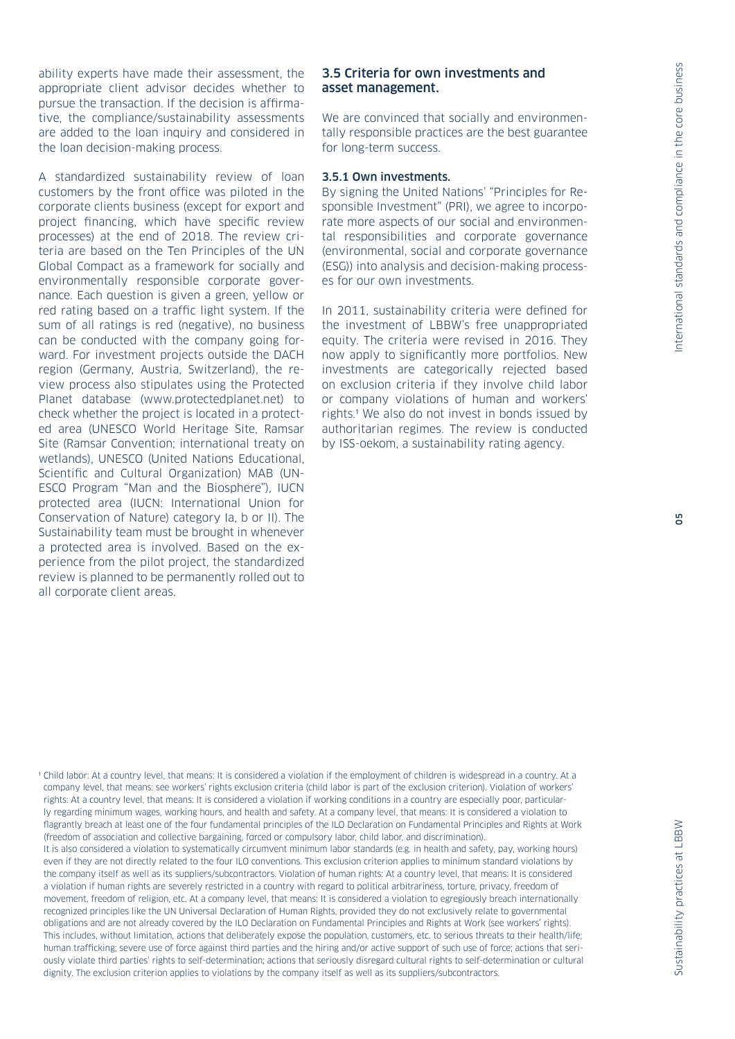ability experts have made their assessment, the appropriate client advisor decides whether to pursue the transaction. If the decision is affirmative, the compliance/sustainability assessments are added to the loan inquiry and considered in the loan decision-making process.

A standardized sustainability review of loan customers by the front office was piloted in the corporate clients business (except for export and project financing, which have specific review processes) at the end of 2018. The review criteria are based on the Ten Principles of the UN Global Compact as a framework for socially and environmentally responsible corporate governance. Each question is given a green, yellow or red rating based on a traffic light system. If the sum of all ratings is red (negative), no business can be conducted with the company going forward. For investment projects outside the DACH region (Germany, Austria, Switzerland), the review process also stipulates using the Protected Planet database (www.protectedplanet.net) to check whether the project is located in a protected area (UNESCO World Heritage Site, Ramsar Site (Ramsar Convention; international treaty on wetlands), UNESCO (United Nations Educational, Scientific and Cultural Organization) MAB (UNESCO Program "Man and the Biosphere"), IUCN protected area (IUCN: International Union for Conservation of Nature) category Ia, b or II). The Sustainability team must be brought in whenever a protected area is involved. Based on the experience from the pilot project, the standardized review is planned to be permanently rolled out to all corporate client areas.

## 3.5 Criteria for own investments and asset management.

We are convinced that socially and environmentally responsible practices are the best guarantee for long-term success.

### 3.5.1 Own investments.

By signing the United Nations' "Principles for Responsible Investment" (PRI), we agree to incorporate more aspects of our social and environmental responsibilities and corporate governance (environmental, social and corporate governance (ESG)) into analysis and decision-making processes for our own investments.

In 2011, sustainability criteria were defined for the investment of LBBW's free unappropriated equity. The criteria were revised in 2016. They now apply to significantly more portfolios. New investments are categorically rejected based on exclusion criteria if they involve child labor or company violations of human and workers' rights.[1] We also do not invest in bonds issued by authoritarian regimes. The review is conducted by ISS-oekom, a sustainability rating agency.

[1] Child labor: At a country level, that means: It is considered a violation if the employment of children is widespread in a country. At a company level, that means: see workers' rights exclusion criteria (child labor is part of the exclusion criterion). Violation of workers' rights: At a country level, that means: It is considered a violation if working conditions in a country are especially poor, particularly regarding minimum wages, working hours, and health and safety. At a company level, that means: It is considered a violation to flagrantly breach at least one of the four fundamental principles of the ILO Declaration on Fundamental Principles and Rights at Work (freedom of association and collective bargaining, forced or compulsory labor, child labor, and discrimination).
It is also considered a violation to systematically circumvent minimum labor standards (e.g. in health and safety, pay, working hours) even if they are not directly related to the four ILO conventions. This exclusion criterion applies to minimum standard violations by the company itself as well as its suppliers/subcontractors. Violation of human rights: At a country level, that means: It is considered a violation if human rights are severely restricted in a country with regard to political arbitrariness, torture, privacy, freedom of movement, freedom of religion, etc. At a company level, that means: It is considered a violation to egregiously breach internationally recognized principles like the UN Universal Declaration of Human Rights, provided they do not exclusively relate to governmental obligations and are not already covered by the ILO Declaration on Fundamental Principles and Rights at Work (see workers' rights). This includes, without limitation, actions that deliberately expose the population, customers, etc. to serious threats to their health/life; human trafficking; severe use of force against third parties and the hiring and/or active support of such use of force; actions that seriously violate third parties' rights to self-determination; actions that seriously disregard cultural rights to self-determination or cultural dignity. The exclusion criterion applies to violations by the company itself as well as its suppliers/subcontractors.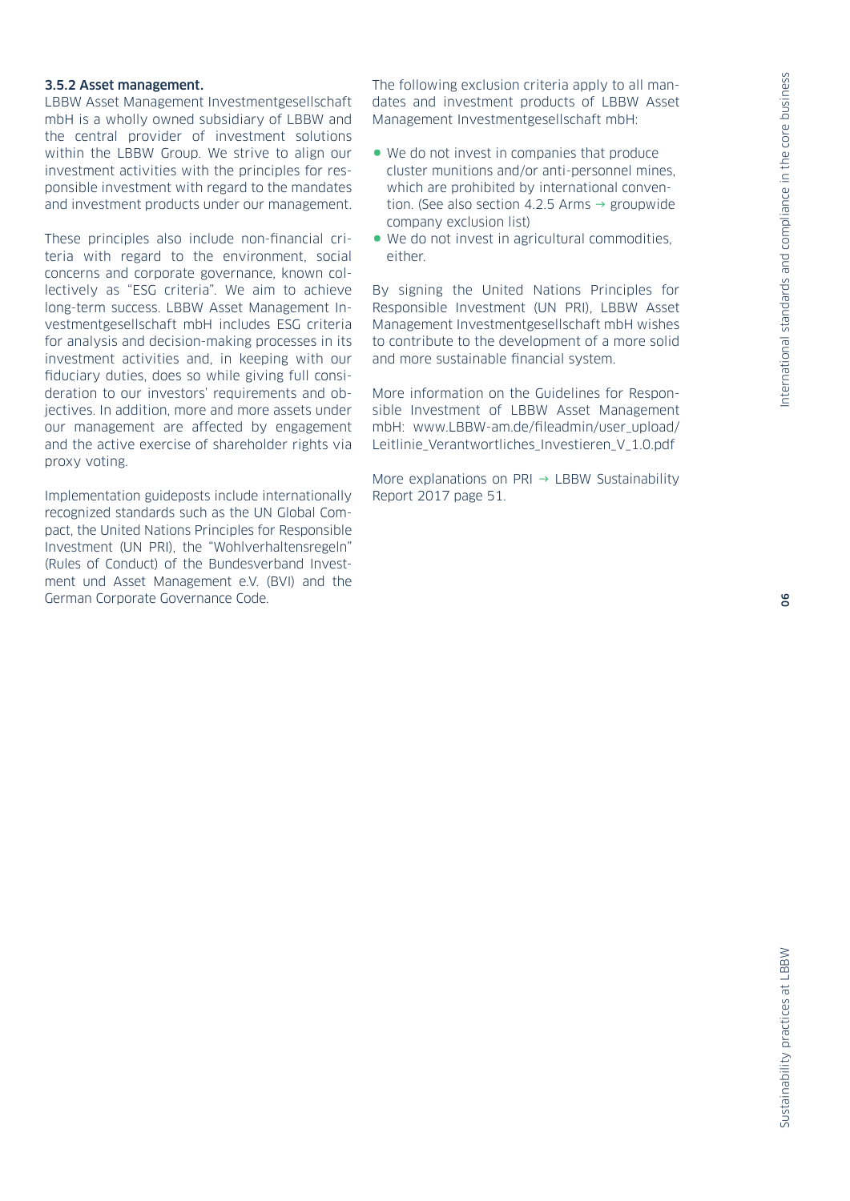### 3.5.2 Asset management.

LBBW Asset Management Investmentgesellschaft mbH is a wholly owned subsidiary of LBBW and the central provider of investment solutions within the LBBW Group. We strive to align our investment activities with the principles for responsible investment with regard to the mandates and investment products under our management.

These principles also include non-financial criteria with regard to the environment, social concerns and corporate governance, known collectively as "ESG criteria". We aim to achieve long-term success. LBBW Asset Management Investmentgesellschaft mbH includes ESG criteria for analysis and decision-making processes in its investment activities and, in keeping with our fiduciary duties, does so while giving full consideration to our investors' requirements and objectives. In addition, more and more assets under our management are affected by engagement and the active exercise of shareholder rights via proxy voting.

Implementation guideposts include internationally recognized standards such as the UN Global Compact, the United Nations Principles for Responsible Investment (UN PRI), the "Wohlverhaltensregeln" (Rules of Conduct) of the Bundesverband Investment und Asset Management e.V. (BVI) and the German Corporate Governance Code.

The following exclusion criteria apply to all mandates and investment products of LBBW Asset Management Investmentgesellschaft mbH:

- We do not invest in companies that produce cluster munitions and/or anti-personnel mines, which are prohibited by international convention. (See also section 4.2.5 Arms → groupwide company exclusion list)
- We do not invest in agricultural commodities, either.

By signing the United Nations Principles for Responsible Investment (UN PRI), LBBW Asset Management Investmentgesellschaft mbH wishes to contribute to the development of a more solid and more sustainable financial system.

More information on the Guidelines for Responsible Investment of LBBW Asset Management mbH: www.LBBW-am.de/fileadmin/user_upload/Leitlinie_Verantwortliches_Investieren_V_1.0.pdf

More explanations on PRI → LBBW Sustainability Report 2017 page 51.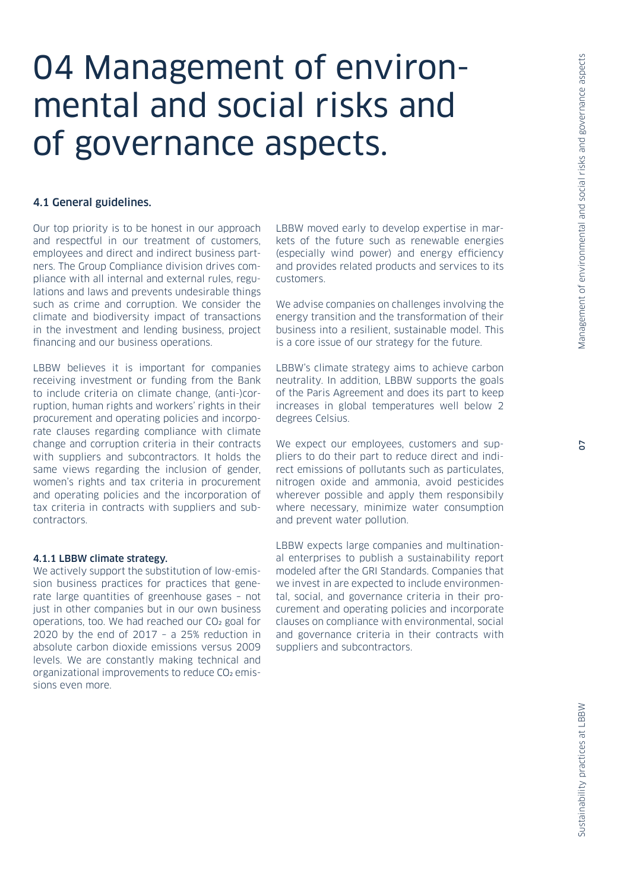# 04 Management of environmental and social risks and of governance aspects.

## 4.1 General guidelines.

Our top priority is to be honest in our approach and respectful in our treatment of customers, employees and direct and indirect business partners. The Group Compliance division drives compliance with all internal and external rules, regulations and laws and prevents undesirable things such as crime and corruption. We consider the climate and biodiversity impact of transactions in the investment and lending business, project financing and our business operations.

LBBW believes it is important for companies receiving investment or funding from the Bank to include criteria on climate change, (anti-)corruption, human rights and workers' rights in their procurement and operating policies and incorporate clauses regarding compliance with climate change and corruption criteria in their contracts with suppliers and subcontractors. It holds the same views regarding the inclusion of gender, women's rights and tax criteria in procurement and operating policies and the incorporation of tax criteria in contracts with suppliers and subcontractors.

### 4.1.1 LBBW climate strategy.

We actively support the substitution of low-emission business practices for practices that generate large quantities of greenhouse gases – not just in other companies but in our own business operations, too. We had reached our $CO_2$ goal for 2020 by the end of 2017 – a 25% reduction in absolute carbon dioxide emissions versus 2009 levels. We are constantly making technical and organizational improvements to reduce $CO_2$ emissions even more.

LBBW moved early to develop expertise in markets of the future such as renewable energies (especially wind power) and energy efficiency and provides related products and services to its customers.

We advise companies on challenges involving the energy transition and the transformation of their business into a resilient, sustainable model. This is a core issue of our strategy for the future.

LBBW's climate strategy aims to achieve carbon neutrality. In addition, LBBW supports the goals of the Paris Agreement and does its part to keep increases in global temperatures well below 2 degrees Celsius.

We expect our employees, customers and suppliers to do their part to reduce direct and indirect emissions of pollutants such as particulates, nitrogen oxide and ammonia, avoid pesticides wherever possible and apply them responsibily where necessary, minimize water consumption and prevent water pollution.

LBBW expects large companies and multinational enterprises to publish a sustainability report modeled after the GRI Standards. Companies that we invest in are expected to include environmental, social, and governance criteria in their procurement and operating policies and incorporate clauses on compliance with environmental, social and governance criteria in their contracts with suppliers and subcontractors.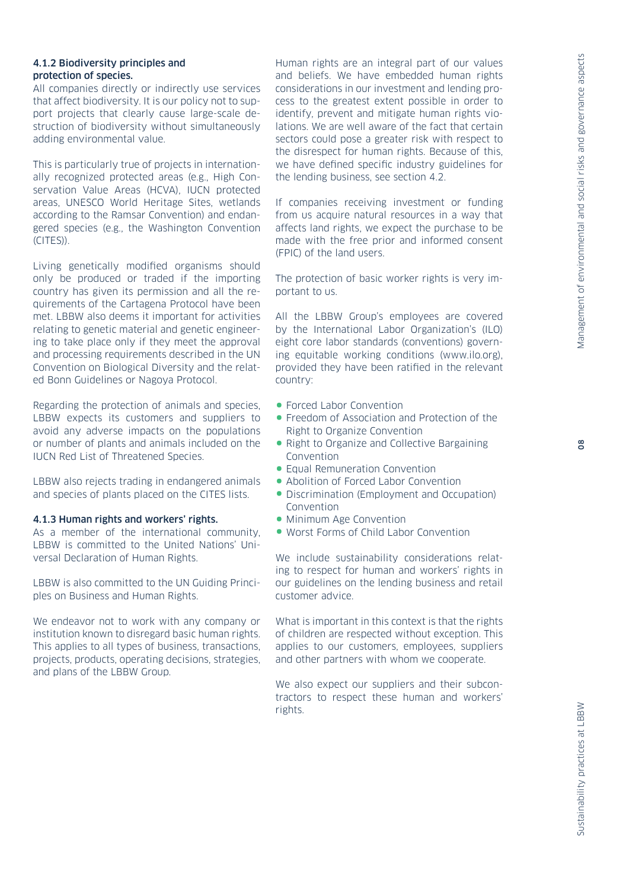#### 4.1.2 Biodiversity principles and protection of species.

All companies directly or indirectly use services that affect biodiversity. It is our policy not to support projects that clearly cause large-scale destruction of biodiversity without simultaneously adding environmental value.

This is particularly true of projects in internationally recognized protected areas (e.g., High Conservation Value Areas (HCVA), IUCN protected areas, UNESCO World Heritage Sites, wetlands according to the Ramsar Convention) and endangered species (e.g., the Washington Convention (CITES)).

Living genetically modified organisms should only be produced or traded if the importing country has given its permission and all the requirements of the Cartagena Protocol have been met. LBBW also deems it important for activities relating to genetic material and genetic engineering to take place only if they meet the approval and processing requirements described in the UN Convention on Biological Diversity and the related Bonn Guidelines or Nagoya Protocol.

Regarding the protection of animals and species, LBBW expects its customers and suppliers to avoid any adverse impacts on the populations or number of plants and animals included on the IUCN Red List of Threatened Species.

LBBW also rejects trading in endangered animals and species of plants placed on the CITES lists.

#### 4.1.3 Human rights and workers' rights.

As a member of the international community, LBBW is committed to the United Nations' Universal Declaration of Human Rights.

LBBW is also committed to the UN Guiding Principles on Business and Human Rights.

We endeavor not to work with any company or institution known to disregard basic human rights. This applies to all types of business, transactions, projects, products, operating decisions, strategies, and plans of the LBBW Group.

Human rights are an integral part of our values and beliefs. We have embedded human rights considerations in our investment and lending process to the greatest extent possible in order to identify, prevent and mitigate human rights violations. We are well aware of the fact that certain sectors could pose a greater risk with respect to the disrespect for human rights. Because of this, we have defined specific industry guidelines for the lending business, see section 4.2.

If companies receiving investment or funding from us acquire natural resources in a way that affects land rights, we expect the purchase to be made with the free prior and informed consent (FPIC) of the land users.

The protection of basic worker rights is very important to us.

All the LBBW Group's employees are covered by the International Labor Organization's (ILO) eight core labor standards (conventions) governing equitable working conditions (www.ilo.org), provided they have been ratified in the relevant country:

- Forced Labor Convention
- Freedom of Association and Protection of the Right to Organize Convention
- Right to Organize and Collective Bargaining Convention
- Equal Remuneration Convention
- Abolition of Forced Labor Convention
- Discrimination (Employment and Occupation) Convention
- Minimum Age Convention
- Worst Forms of Child Labor Convention

We include sustainability considerations relating to respect for human and workers' rights in our guidelines on the lending business and retail customer advice.

What is important in this context is that the rights of children are respected without exception. This applies to our customers, employees, suppliers and other partners with whom we cooperate.

We also expect our suppliers and their subcontractors to respect these human and workers' rights.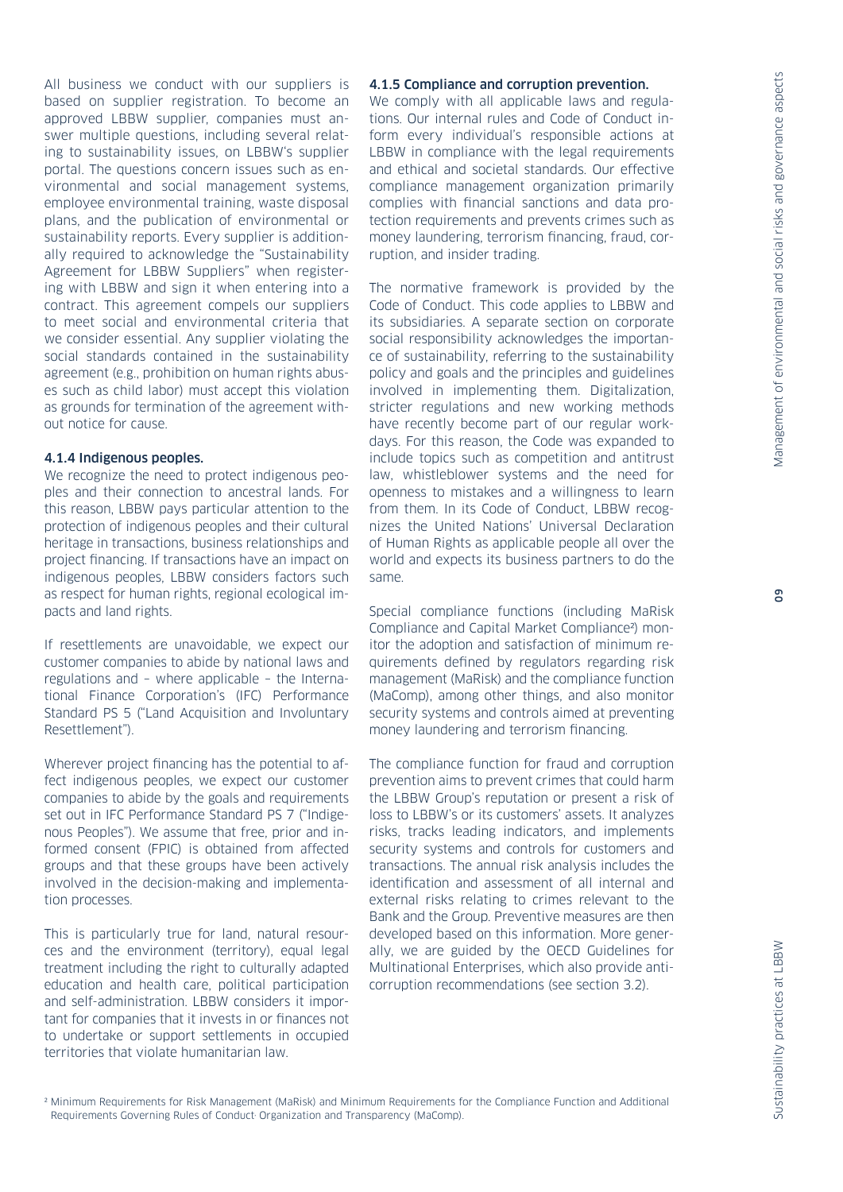All business we conduct with our suppliers is based on supplier registration. To become an approved LBBW supplier, companies must answer multiple questions, including several relating to sustainability issues, on LBBW's supplier portal. The questions concern issues such as environmental and social management systems, employee environmental training, waste disposal plans, and the publication of environmental or sustainability reports. Every supplier is additionally required to acknowledge the "Sustainability Agreement for LBBW Suppliers" when registering with LBBW and sign it when entering into a contract. This agreement compels our suppliers to meet social and environmental criteria that we consider essential. Any supplier violating the social standards contained in the sustainability agreement (e.g., prohibition on human rights abuses such as child labor) must accept this violation as grounds for termination of the agreement without notice for cause.

#### 4.1.4 Indigenous peoples.

We recognize the need to protect indigenous peoples and their connection to ancestral lands. For this reason, LBBW pays particular attention to the protection of indigenous peoples and their cultural heritage in transactions, business relationships and project financing. If transactions have an impact on indigenous peoples, LBBW considers factors such as respect for human rights, regional ecological impacts and land rights.

If resettlements are unavoidable, we expect our customer companies to abide by national laws and regulations and – where applicable – the International Finance Corporation's (IFC) Performance Standard PS 5 ("Land Acquisition and Involuntary Resettlement").

Wherever project financing has the potential to affect indigenous peoples, we expect our customer companies to abide by the goals and requirements set out in IFC Performance Standard PS 7 ("Indigenous Peoples"). We assume that free, prior and informed consent (FPIC) is obtained from affected groups and that these groups have been actively involved in the decision-making and implementation processes.

This is particularly true for land, natural resources and the environment (territory), equal legal treatment including the right to culturally adapted education and health care, political participation and self-administration. LBBW considers it important for companies that it invests in or finances not to undertake or support settlements in occupied territories that violate humanitarian law.

#### 4.1.5 Compliance and corruption prevention.

We comply with all applicable laws and regulations. Our internal rules and Code of Conduct inform every individual's responsible actions at LBBW in compliance with the legal requirements and ethical and societal standards. Our effective compliance management organization primarily complies with financial sanctions and data protection requirements and prevents crimes such as money laundering, terrorism financing, fraud, corruption, and insider trading.

The normative framework is provided by the Code of Conduct. This code applies to LBBW and its subsidiaries. A separate section on corporate social responsibility acknowledges the importance of sustainability, referring to the sustainability policy and goals and the principles and guidelines involved in implementing them. Digitalization, stricter regulations and new working methods have recently become part of our regular workdays. For this reason, the Code was expanded to include topics such as competition and antitrust law, whistleblower systems and the need for openness to mistakes and a willingness to learn from them. In its Code of Conduct, LBBW recognizes the United Nations' Universal Declaration of Human Rights as applicable people all over the world and expects its business partners to do the same.

Special compliance functions (including MaRisk Compliance and Capital Market Compliance[2]) monitor the adoption and satisfaction of minimum requirements defined by regulators regarding risk management (MaRisk) and the compliance function (MaComp), among other things, and also monitor security systems and controls aimed at preventing money laundering and terrorism financing.

The compliance function for fraud and corruption prevention aims to prevent crimes that could harm the LBBW Group's reputation or present a risk of loss to LBBW's or its customers' assets. It analyzes risks, tracks leading indicators, and implements security systems and controls for customers and transactions. The annual risk analysis includes the identification and assessment of all internal and external risks relating to crimes relevant to the Bank and the Group. Preventive measures are then developed based on this information. More generally, we are guided by the OECD Guidelines for Multinational Enterprises, which also provide anti-corruption recommendations (see section 3.2).

[2] Minimum Requirements for Risk Management (MaRisk) and Minimum Requirements for the Compliance Function and Additional Requirements Governing Rules of Conduct· Organization and Transparency (MaComp).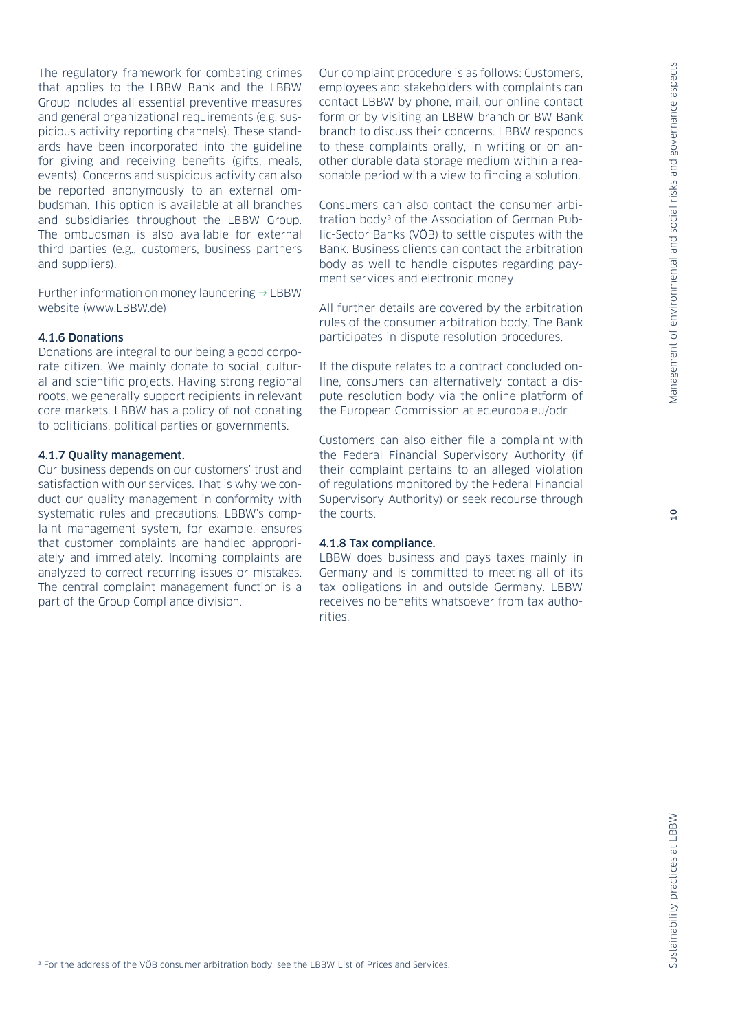The regulatory framework for combating crimes that applies to the LBBW Bank and the LBBW Group includes all essential preventive measures and general organizational requirements (e.g. suspicious activity reporting channels). These standards have been incorporated into the guideline for giving and receiving benefits (gifts, meals, events). Concerns and suspicious activity can also be reported anonymously to an external ombudsman. This option is available at all branches and subsidiaries throughout the LBBW Group. The ombudsman is also available for external third parties (e.g., customers, business partners and suppliers).

Further information on money laundering → LBBW website (www.LBBW.de)

#### 4.1.6 Donations

Donations are integral to our being a good corporate citizen. We mainly donate to social, cultural and scientific projects. Having strong regional roots, we generally support recipients in relevant core markets. LBBW has a policy of not donating to politicians, political parties or governments.

#### 4.1.7 Quality management.

Our business depends on our customers' trust and satisfaction with our services. That is why we conduct our quality management in conformity with systematic rules and precautions. LBBW's complaint management system, for example, ensures that customer complaints are handled appropriately and immediately. Incoming complaints are analyzed to correct recurring issues or mistakes. The central complaint management function is a part of the Group Compliance division.

Our complaint procedure is as follows: Customers, employees and stakeholders with complaints can contact LBBW by phone, mail, our online contact form or by visiting an LBBW branch or BW Bank branch to discuss their concerns. LBBW responds to these complaints orally, in writing or on another durable data storage medium within a reasonable period with a view to finding a solution.

Consumers can also contact the consumer arbitration body[3] of the Association of German Public-Sector Banks (VÖB) to settle disputes with the Bank. Business clients can contact the arbitration body as well to handle disputes regarding payment services and electronic money.

All further details are covered by the arbitration rules of the consumer arbitration body. The Bank participates in dispute resolution procedures.

If the dispute relates to a contract concluded online, consumers can alternatively contact a dispute resolution body via the online platform of the European Commission at ec.europa.eu/odr.

Customers can also either file a complaint with the Federal Financial Supervisory Authority (if their complaint pertains to an alleged violation of regulations monitored by the Federal Financial Supervisory Authority) or seek recourse through the courts.

#### 4.1.8 Tax compliance.

LBBW does business and pays taxes mainly in Germany and is committed to meeting all of its tax obligations in and outside Germany. LBBW receives no benefits whatsoever from tax authorities.

[3] For the address of the VÖB consumer arbitration body, see the LBBW List of Prices and Services.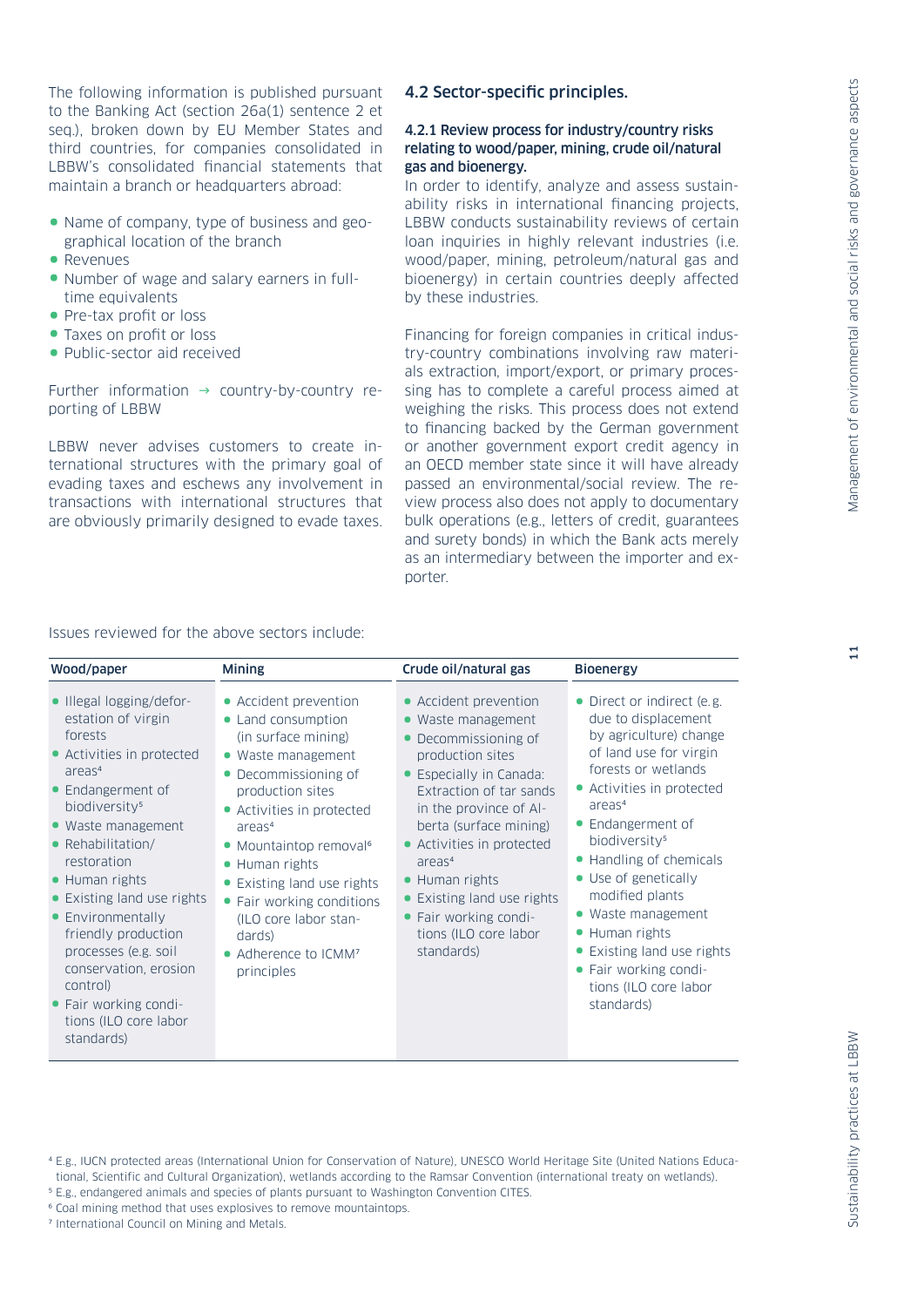The following information is published pursuant to the Banking Act (section 26a(1) sentence 2 et seq.), broken down by EU Member States and third countries, for companies consolidated in LBBW's consolidated financial statements that maintain a branch or headquarters abroad:

- Name of company, type of business and geographical location of the branch
- Revenues
- Number of wage and salary earners in full-time equivalents
- Pre-tax profit or loss
- Taxes on profit or loss
- Public-sector aid received

Further information → country-by-country reporting of LBBW

LBBW never advises customers to create international structures with the primary goal of evading taxes and eschews any involvement in transactions with international structures that are obviously primarily designed to evade taxes.

## 4.2 Sector-specific principles.

### 4.2.1 Review process for industry/country risks relating to wood/paper, mining, crude oil/natural gas and bioenergy.

In order to identify, analyze and assess sustainability risks in international financing projects, LBBW conducts sustainability reviews of certain loan inquiries in highly relevant industries (i.e. wood/paper, mining, petroleum/natural gas and bioenergy) in certain countries deeply affected by these industries.

Financing for foreign companies in critical industry-country combinations involving raw materials extraction, import/export, or primary processing has to complete a careful process aimed at weighing the risks. This process does not extend to financing backed by the German government or another government export credit agency in an OECD member state since it will have already passed an environmental/social review. The review process also does not apply to documentary bulk operations (e.g., letters of credit, guarantees and surety bonds) in which the Bank acts merely as an intermediary between the importer and exporter.

Issues reviewed for the above sectors include:

| Wood/paper | Mining | Crude oil/natural gas | Bioenergy |
|---|---|---|---|
| • Illegal logging/deforestation of virgin forests<br>• Activities in protected areas[4]<br>• Endangerment of biodiversity[5]<br>• Waste management<br>• Rehabilitation/restoration<br>• Human rights<br>• Existing land use rights<br>• Environmentally friendly production processes (e.g. soil conservation, erosion control)<br>• Fair working conditions (ILO core labor standards) | • Accident prevention<br>• Land consumption (in surface mining)<br>• Waste management<br>• Decommissioning of production sites<br>• Activities in protected areas[4]<br>• Mountaintop removal[6]<br>• Human rights<br>• Existing land use rights<br>• Fair working conditions (ILO core labor standards)<br>• Adherence to ICMM[7] principles | • Accident prevention<br>• Waste management<br>• Decommissioning of production sites<br>• Especially in Canada: Extraction of tar sands in the province of Alberta (surface mining)<br>• Activities in protected areas[4]<br>• Human rights<br>• Existing land use rights<br>• Fair working conditions (ILO core labor standards) | • Direct or indirect (e.g. due to displacement by agriculture) change of land use for virgin forests or wetlands<br>• Activities in protected areas[4]<br>• Endangerment of biodiversity[5]<br>• Handling of chemicals<br>• Use of genetically modified plants<br>• Waste management<br>• Human rights<br>• Existing land use rights<br>• Fair working conditions (ILO core labor standards) |

[4] E.g., IUCN protected areas (International Union for Conservation of Nature), UNESCO World Heritage Site (United Nations Educational, Scientific and Cultural Organization), wetlands according to the Ramsar Convention (international treaty on wetlands).
[5] E.g., endangered animals and species of plants pursuant to Washington Convention CITES.
[6] Coal mining method that uses explosives to remove mountaintops.
[7] International Council on Mining and Metals.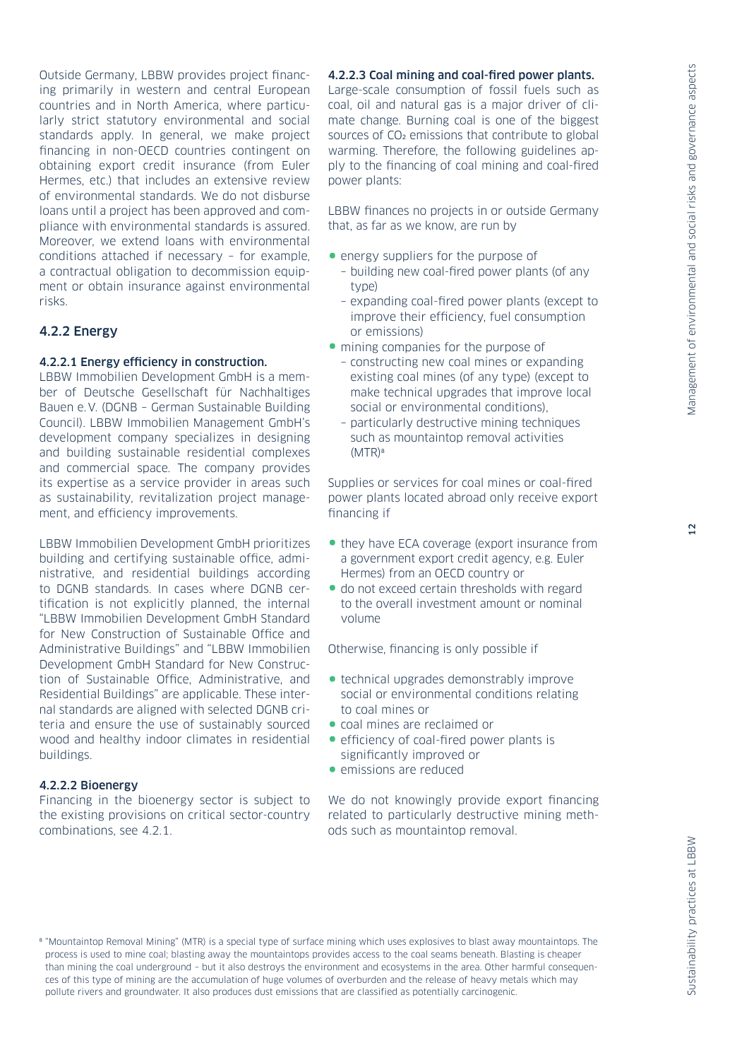Outside Germany, LBBW provides project financing primarily in western and central European countries and in North America, where particularly strict statutory environmental and social standards apply. In general, we make project financing in non-OECD countries contingent on obtaining export credit insurance (from Euler Hermes, etc.) that includes an extensive review of environmental standards. We do not disburse loans until a project has been approved and compliance with environmental standards is assured. Moreover, we extend loans with environmental conditions attached if necessary – for example, a contractual obligation to decommission equipment or obtain insurance against environmental risks.

## 4.2.2 Energy

#### 4.2.2.1 Energy efficiency in construction.

LBBW Immobilien Development GmbH is a member of Deutsche Gesellschaft für Nachhaltiges Bauen e. V. (DGNB – German Sustainable Building Council). LBBW Immobilien Management GmbH's development company specializes in designing and building sustainable residential complexes and commercial space. The company provides its expertise as a service provider in areas such as sustainability, revitalization project management, and efficiency improvements.

LBBW Immobilien Development GmbH prioritizes building and certifying sustainable office, administrative, and residential buildings according to DGNB standards. In cases where DGNB certification is not explicitly planned, the internal "LBBW Immobilien Development GmbH Standard for New Construction of Sustainable Office and Administrative Buildings" and "LBBW Immobilien Development GmbH Standard for New Construction of Sustainable Office, Administrative, and Residential Buildings" are applicable. These internal standards are aligned with selected DGNB criteria and ensure the use of sustainably sourced wood and healthy indoor climates in residential buildings.

#### 4.2.2.2 Bioenergy

Financing in the bioenergy sector is subject to the existing provisions on critical sector-country combinations, see 4.2.1.

#### 4.2.2.3 Coal mining and coal-fired power plants.

Large-scale consumption of fossil fuels such as coal, oil and natural gas is a major driver of climate change. Burning coal is one of the biggest sources of $CO_2$ emissions that contribute to global warming. Therefore, the following guidelines apply to the financing of coal mining and coal-fired power plants:

LBBW finances no projects in or outside Germany that, as far as we know, are run by

- energy suppliers for the purpose of
  - building new coal-fired power plants (of any type)
  - expanding coal-fired power plants (except to improve their efficiency, fuel consumption or emissions)
- mining companies for the purpose of
  - constructing new coal mines or expanding existing coal mines (of any type) (except to make technical upgrades that improve local social or environmental conditions),
  - particularly destructive mining techniques such as mountaintop removal activities (MTR)[8]

Supplies or services for coal mines or coal-fired power plants located abroad only receive export financing if

- they have ECA coverage (export insurance from a government export credit agency, e.g. Euler Hermes) from an OECD country or
- do not exceed certain thresholds with regard to the overall investment amount or nominal volume

Otherwise, financing is only possible if

- technical upgrades demonstrably improve social or environmental conditions relating to coal mines or
- coal mines are reclaimed or
- efficiency of coal-fired power plants is significantly improved or
- emissions are reduced

We do not knowingly provide export financing related to particularly destructive mining methods such as mountaintop removal.

[8] "Mountaintop Removal Mining" (MTR) is a special type of surface mining which uses explosives to blast away mountaintops. The process is used to mine coal; blasting away the mountaintops provides access to the coal seams beneath. Blasting is cheaper than mining the coal underground – but it also destroys the environment and ecosystems in the area. Other harmful consequences of this type of mining are the accumulation of huge volumes of overburden and the release of heavy metals which may pollute rivers and groundwater. It also produces dust emissions that are classified as potentially carcinogenic.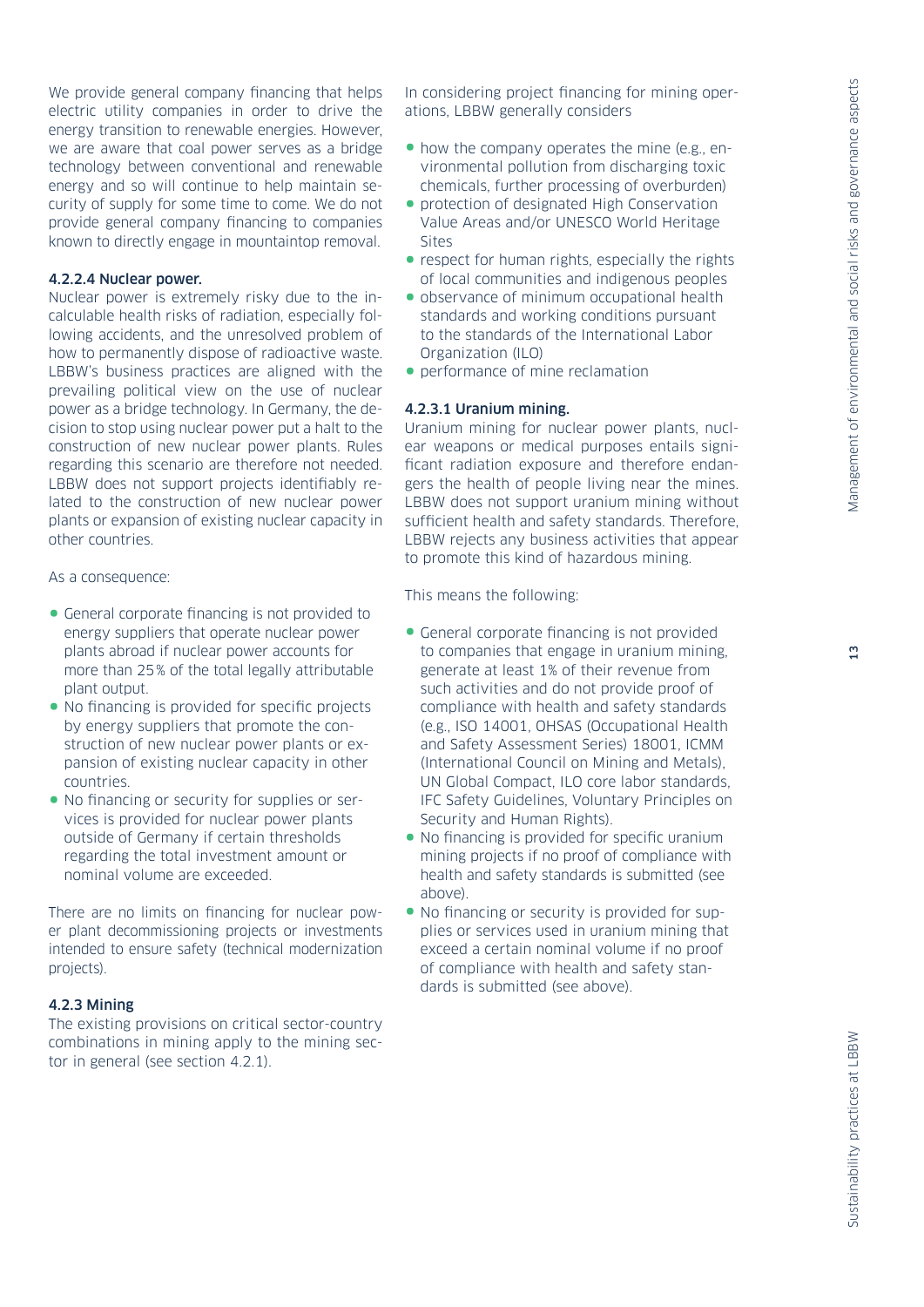We provide general company financing that helps electric utility companies in order to drive the energy transition to renewable energies. However, we are aware that coal power serves as a bridge technology between conventional and renewable energy and so will continue to help maintain security of supply for some time to come. We do not provide general company financing to companies known to directly engage in mountaintop removal.

#### 4.2.2.4 Nuclear power.

Nuclear power is extremely risky due to the incalculable health risks of radiation, especially following accidents, and the unresolved problem of how to permanently dispose of radioactive waste. LBBW's business practices are aligned with the prevailing political view on the use of nuclear power as a bridge technology. In Germany, the decision to stop using nuclear power put a halt to the construction of new nuclear power plants. Rules regarding this scenario are therefore not needed. LBBW does not support projects identifiably related to the construction of new nuclear power plants or expansion of existing nuclear capacity in other countries.

As a consequence:

- General corporate financing is not provided to energy suppliers that operate nuclear power plants abroad if nuclear power accounts for more than 25% of the total legally attributable plant output.
- No financing is provided for specific projects by energy suppliers that promote the construction of new nuclear power plants or expansion of existing nuclear capacity in other countries.
- No financing or security for supplies or services is provided for nuclear power plants outside of Germany if certain thresholds regarding the total investment amount or nominal volume are exceeded.

There are no limits on financing for nuclear power plant decommissioning projects or investments intended to ensure safety (technical modernization projects).

### 4.2.3 Mining

The existing provisions on critical sector-country combinations in mining apply to the mining sector in general (see section 4.2.1).

In considering project financing for mining operations, LBBW generally considers

- how the company operates the mine (e.g., environmental pollution from discharging toxic chemicals, further processing of overburden)
- protection of designated High Conservation Value Areas and/or UNESCO World Heritage Sites
- respect for human rights, especially the rights of local communities and indigenous peoples
- observance of minimum occupational health standards and working conditions pursuant to the standards of the International Labor Organization (ILO)
- performance of mine reclamation

#### 4.2.3.1 Uranium mining.

Uranium mining for nuclear power plants, nuclear weapons or medical purposes entails significant radiation exposure and therefore endangers the health of people living near the mines. LBBW does not support uranium mining without sufficient health and safety standards. Therefore, LBBW rejects any business activities that appear to promote this kind of hazardous mining.

This means the following:

- General corporate financing is not provided to companies that engage in uranium mining, generate at least 1% of their revenue from such activities and do not provide proof of compliance with health and safety standards (e.g., ISO 14001, OHSAS (Occupational Health and Safety Assessment Series) 18001, ICMM (International Council on Mining and Metals), UN Global Compact, ILO core labor standards, IFC Safety Guidelines, Voluntary Principles on Security and Human Rights).
- No financing is provided for specific uranium mining projects if no proof of compliance with health and safety standards is submitted (see above).
- No financing or security is provided for supplies or services used in uranium mining that exceed a certain nominal volume if no proof of compliance with health and safety standards is submitted (see above).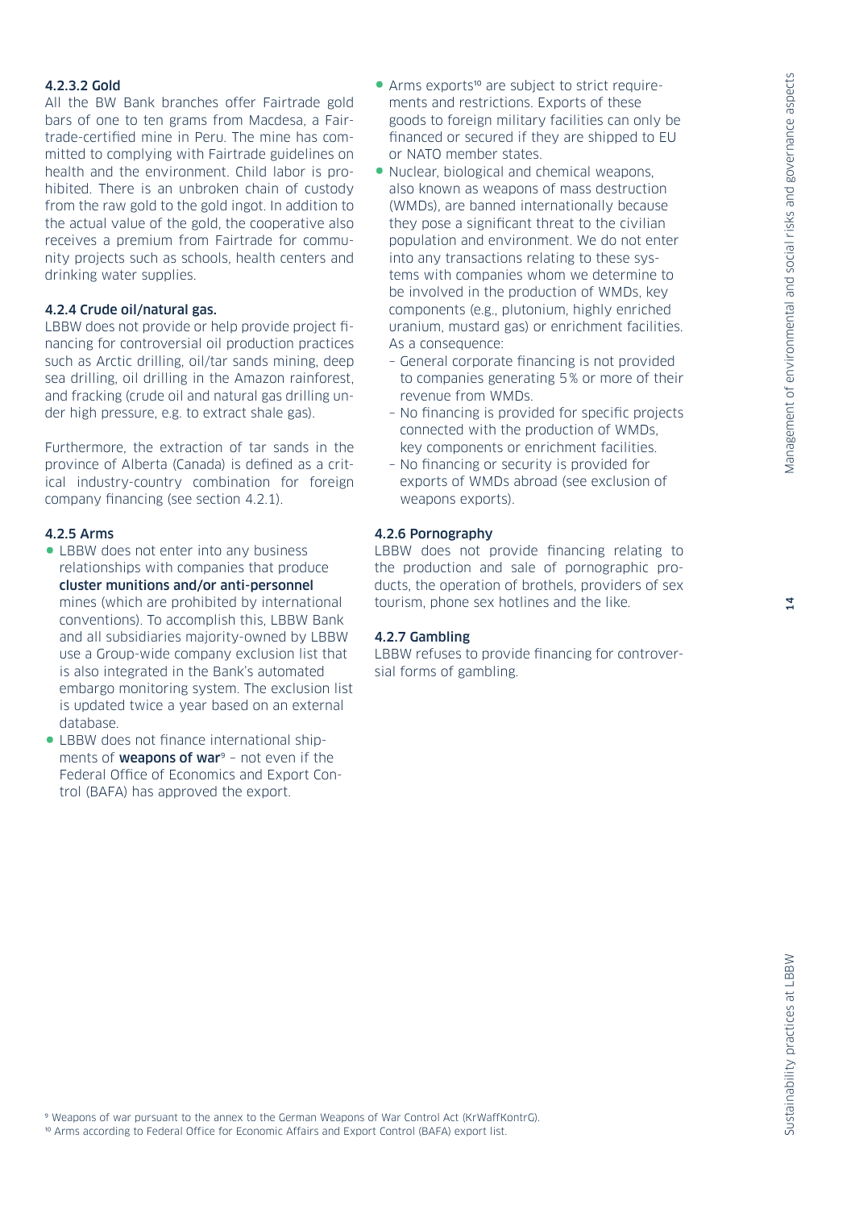#### 4.2.3.2 Gold

All the BW Bank branches offer Fairtrade gold bars of one to ten grams from Macdesa, a Fairtrade-certified mine in Peru. The mine has committed to complying with Fairtrade guidelines on health and the environment. Child labor is prohibited. There is an unbroken chain of custody from the raw gold to the gold ingot. In addition to the actual value of the gold, the cooperative also receives a premium from Fairtrade for community projects such as schools, health centers and drinking water supplies.

### 4.2.4 Crude oil/natural gas.

LBBW does not provide or help provide project financing for controversial oil production practices such as Arctic drilling, oil/tar sands mining, deep sea drilling, oil drilling in the Amazon rainforest, and fracking (crude oil and natural gas drilling under high pressure, e.g. to extract shale gas).

Furthermore, the extraction of tar sands in the province of Alberta (Canada) is defined as a critical industry-country combination for foreign company financing (see section 4.2.1).

### 4.2.5 Arms

- LBBW does not enter into any business relationships with companies that produce **cluster munitions and/or anti-personnel** mines (which are prohibited by international conventions). To accomplish this, LBBW Bank and all subsidiaries majority-owned by LBBW use a Group-wide company exclusion list that is also integrated in the Bank's automated embargo monitoring system. The exclusion list is updated twice a year based on an external database.
- LBBW does not finance international shipments of **weapons of war**[9] – not even if the Federal Office of Economics and Export Control (BAFA) has approved the export.
- Arms exports[10] are subject to strict requirements and restrictions. Exports of these goods to foreign military facilities can only be financed or secured if they are shipped to EU or NATO member states.
- Nuclear, biological and chemical weapons, also known as weapons of mass destruction (WMDs), are banned internationally because they pose a significant threat to the civilian population and environment. We do not enter into any transactions relating to these systems with companies whom we determine to be involved in the production of WMDs, key components (e.g., plutonium, highly enriched uranium, mustard gas) or enrichment facilities. As a consequence:
  - General corporate financing is not provided to companies generating 5% or more of their revenue from WMDs.
  - No financing is provided for specific projects connected with the production of WMDs, key components or enrichment facilities.
  - No financing or security is provided for exports of WMDs abroad (see exclusion of weapons exports).

### 4.2.6 Pornography

LBBW does not provide financing relating to the production and sale of pornographic products, the operation of brothels, providers of sex tourism, phone sex hotlines and the like.

### 4.2.7 Gambling

LBBW refuses to provide financing for controversial forms of gambling.

[9] Weapons of war pursuant to the annex to the German Weapons of War Control Act (KrWaffKontrG).
[10] Arms according to Federal Office for Economic Affairs and Export Control (BAFA) export list.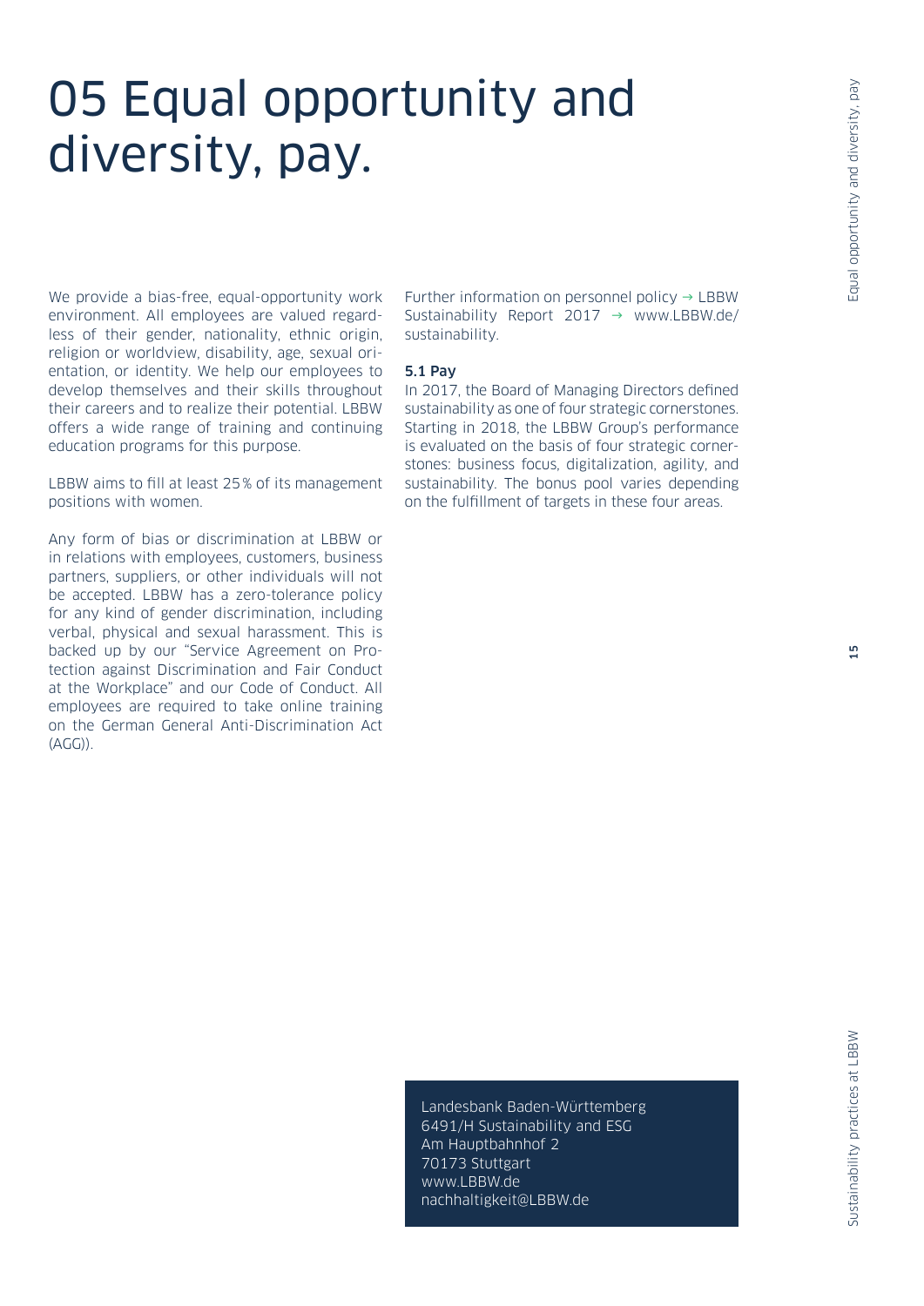# 05 Equal opportunity and diversity, pay.

We provide a bias-free, equal-opportunity work environment. All employees are valued regardless of their gender, nationality, ethnic origin, religion or worldview, disability, age, sexual orientation, or identity. We help our employees to develop themselves and their skills throughout their careers and to realize their potential. LBBW offers a wide range of training and continuing education programs for this purpose.

LBBW aims to fill at least 25 % of its management positions with women.

Any form of bias or discrimination at LBBW or in relations with employees, customers, business partners, suppliers, or other individuals will not be accepted. LBBW has a zero-tolerance policy for any kind of gender discrimination, including verbal, physical and sexual harassment. This is backed up by our "Service Agreement on Protection against Discrimination and Fair Conduct at the Workplace" and our Code of Conduct. All employees are required to take online training on the German General Anti-Discrimination Act (AGG)).

Further information on personnel policy → LBBW Sustainability Report 2017 → www.LBBW.de/sustainability.

### 5.1 Pay

In 2017, the Board of Managing Directors defined sustainability as one of four strategic cornerstones. Starting in 2018, the LBBW Group's performance is evaluated on the basis of four strategic cornerstones: business focus, digitalization, agility, and sustainability. The bonus pool varies depending on the fulfillment of targets in these four areas.

Landesbank Baden-Württemberg
6491/H Sustainability and ESG
Am Hauptbahnhof 2
70173 Stuttgart
www.LBBW.de
nachhaltigkeit@LBBW.de